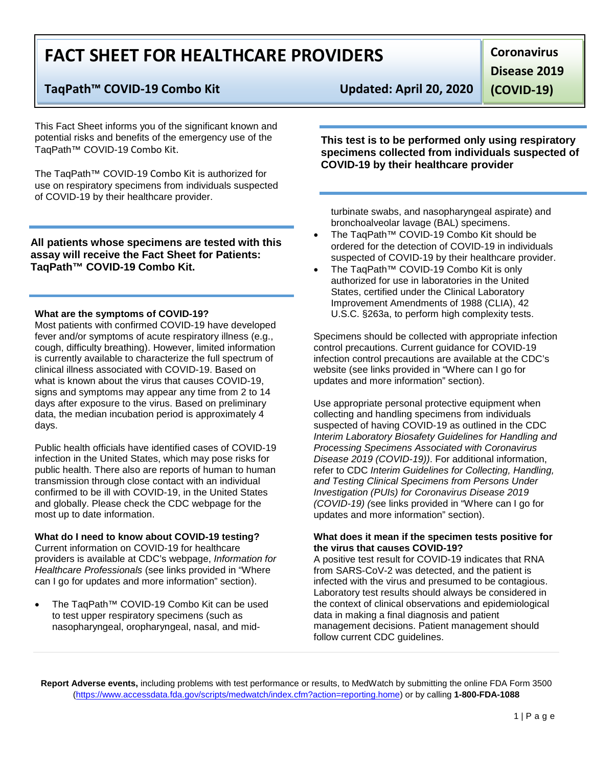# FACT SHEET FOR HEALTHCARE PROVIDERS

**TaqPath™ COVID-19 Combo Kit** **Updated: April 20, 2020**

**Coronavirus Disease 2019 (COVID-19)**

This Fact Sheet informs you of the significant known and potential risks and benefits of the emergency use of the TaqPath™ COVID-19 Combo Kit.

The TaqPath™ COVID-19 Combo Kit is authorized for use on respiratory specimens from individuals suspected of COVID-19 by their healthcare provider.

**All patients whose specimens are tested with this assay will receive the Fact Sheet for Patients: TaqPath™ COVID-19 Combo Kit.**

**This test is to be performed only using respiratory specimens collected from individuals suspected of COVID-19 by their healthcare provider**

**What are the symptoms of COVID-19?**

Most patients with confirmed COVID-19 have developed fever and/or symptoms of acute respiratory illness (e.g., cough, difficulty breathing). However, limited information is currently available to characterize the full spectrum of clinical illness associated with COVID-19. Based on what is known about the virus that causes COVID-19, signs and symptoms may appear any time from 2 to 14 days after exposure to the virus. Based on preliminary data, the median incubation period is approximately 4 days.

Public health officials have identified cases of COVID-19 infection in the United States, which may pose risks for public health. There also are reports of human to human transmission through close contact with an individual confirmed to be ill with COVID-19, in the United States and globally. Please check the CDC webpage for the most up to date information.

**What do I need to know about COVID-19 testing?**

Current information on COVID-19 for healthcare providers is available at CDC's webpage, *Information for Healthcare Professionals* (see links provided in "Where can I go for updates and more information" section).

- The TaqPath™ COVID-19 Combo Kit can be used to test upper respiratory specimens (such as nasopharyngeal, oropharyngeal, nasal, and mid-turbinate swabs, and nasopharyngeal aspirate) and bronchoalveolar lavage (BAL) specimens.
- The TaqPath™ COVID-19 Combo Kit should be ordered for the detection of COVID-19 in individuals suspected of COVID-19 by their healthcare provider.
- The TaqPath™ COVID-19 Combo Kit is only authorized for use in laboratories in the United States, certified under the Clinical Laboratory Improvement Amendments of 1988 (CLIA), 42 U.S.C. §263a, to perform high complexity tests.

Specimens should be collected with appropriate infection control precautions. Current guidance for COVID-19 infection control precautions are available at the CDC's website (see links provided in "Where can I go for updates and more information" section).

Use appropriate personal protective equipment when collecting and handling specimens from individuals suspected of having COVID-19 as outlined in the CDC *Interim Laboratory Biosafety Guidelines for Handling and Processing Specimens Associated with Coronavirus Disease 2019 (COVID-19))*. For additional information, refer to CDC *Interim Guidelines for Collecting, Handling, and Testing Clinical Specimens from Persons Under Investigation (PUIs) for Coronavirus Disease 2019 (COVID-19) (*see links provided in "Where can I go for updates and more information" section).

**What does it mean if the specimen tests positive for the virus that causes COVID-19?**

A positive test result for COVID-19 indicates that RNA from SARS-CoV-2 was detected, and the patient is infected with the virus and presumed to be contagious. Laboratory test results should always be considered in the context of clinical observations and epidemiological data in making a final diagnosis and patient management decisions. Patient management should follow current CDC guidelines.

**Report Adverse events,** including problems with test performance or results, to MedWatch by submitting the online FDA Form 3500 (https://www.accessdata.fda.gov/scripts/medwatch/index.cfm?action=reporting.home) or by calling **1-800-FDA-1088**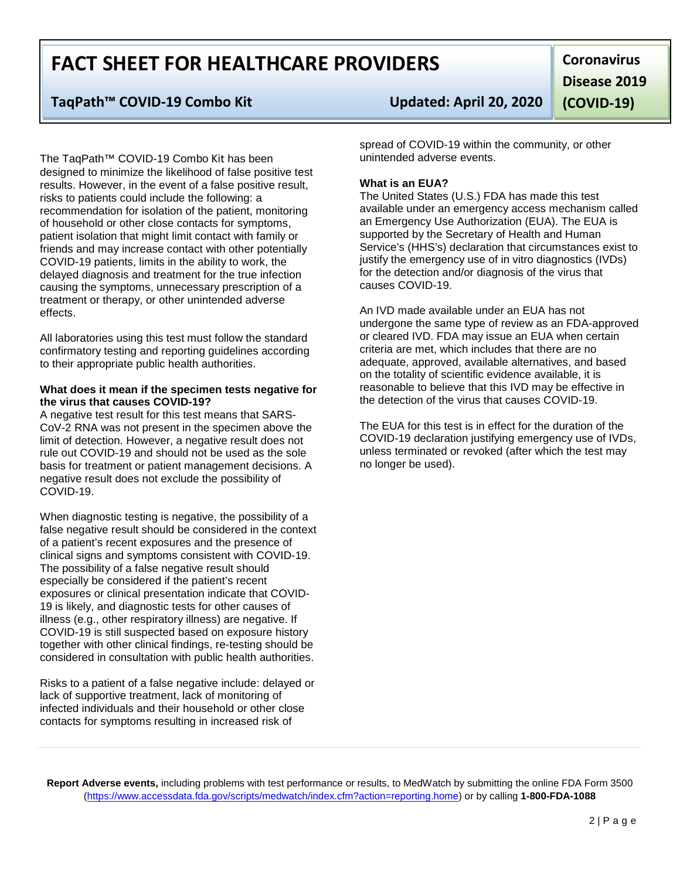The TaqPath™ COVID-19 Combo Kit has been designed to minimize the likelihood of false positive test results. However, in the event of a false positive result, risks to patients could include the following: a recommendation for isolation of the patient, monitoring of household or other close contacts for symptoms, patient isolation that might limit contact with family or friends and may increase contact with other potentially COVID-19 patients, limits in the ability to work, the delayed diagnosis and treatment for the true infection causing the symptoms, unnecessary prescription of a treatment or therapy, or other unintended adverse effects.

All laboratories using this test must follow the standard confirmatory testing and reporting guidelines according to their appropriate public health authorities.

**What does it mean if the specimen tests negative for the virus that causes COVID-19?**

A negative test result for this test means that SARS-CoV-2 RNA was not present in the specimen above the limit of detection. However, a negative result does not rule out COVID-19 and should not be used as the sole basis for treatment or patient management decisions. A negative result does not exclude the possibility of COVID-19.

When diagnostic testing is negative, the possibility of a false negative result should be considered in the context of a patient's recent exposures and the presence of clinical signs and symptoms consistent with COVID-19. The possibility of a false negative result should especially be considered if the patient's recent exposures or clinical presentation indicate that COVID-19 is likely, and diagnostic tests for other causes of illness (e.g., other respiratory illness) are negative. If COVID-19 is still suspected based on exposure history together with other clinical findings, re-testing should be considered in consultation with public health authorities.

Risks to a patient of a false negative include: delayed or lack of supportive treatment, lack of monitoring of infected individuals and their household or other close contacts for symptoms resulting in increased risk of spread of COVID-19 within the community, or other unintended adverse events.

**What is an EUA?**

The United States (U.S.) FDA has made this test available under an emergency access mechanism called an Emergency Use Authorization (EUA). The EUA is supported by the Secretary of Health and Human Service's (HHS's) declaration that circumstances exist to justify the emergency use of in vitro diagnostics (IVDs) for the detection and/or diagnosis of the virus that causes COVID-19.

An IVD made available under an EUA has not undergone the same type of review as an FDA-approved or cleared IVD. FDA may issue an EUA when certain criteria are met, which includes that there are no adequate, approved, available alternatives, and based on the totality of scientific evidence available, it is reasonable to believe that this IVD may be effective in the detection of the virus that causes COVID-19.

The EUA for this test is in effect for the duration of the COVID-19 declaration justifying emergency use of IVDs, unless terminated or revoked (after which the test may no longer be used).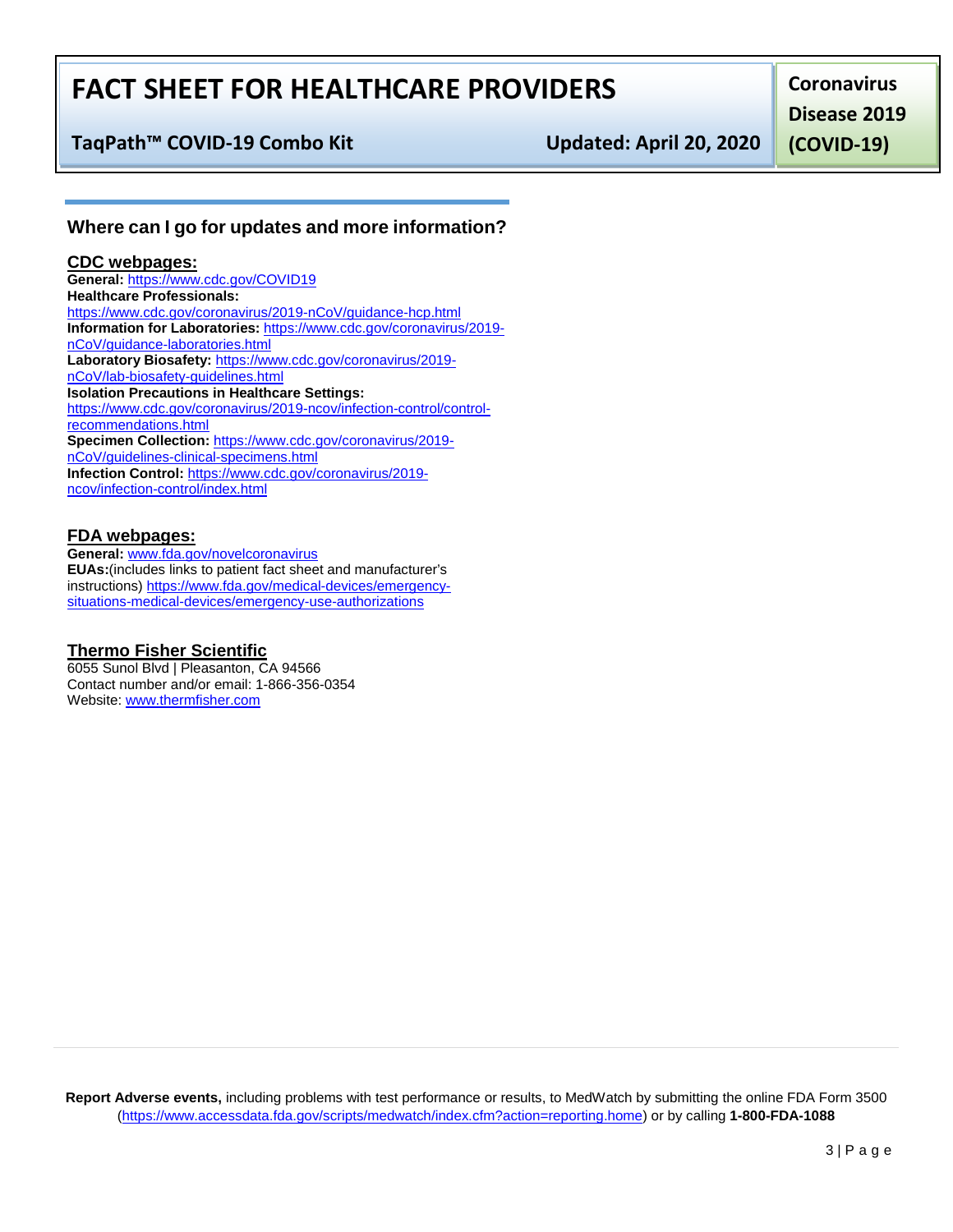## Where can I go for updates and more information?

### CDC webpages:

**General:** https://www.cdc.gov/COVID19
**Healthcare Professionals:**
https://www.cdc.gov/coronavirus/2019-nCoV/guidance-hcp.html
**Information for Laboratories:** https://www.cdc.gov/coronavirus/2019-nCoV/guidance-laboratories.html
**Laboratory Biosafety:** https://www.cdc.gov/coronavirus/2019-nCoV/lab-biosafety-guidelines.html
**Isolation Precautions in Healthcare Settings:**
https://www.cdc.gov/coronavirus/2019-ncov/infection-control/control-recommendations.html
**Specimen Collection:** https://www.cdc.gov/coronavirus/2019-nCoV/guidelines-clinical-specimens.html
**Infection Control:** https://www.cdc.gov/coronavirus/2019-ncov/infection-control/index.html

### FDA webpages:

**General:** www.fda.gov/novelcoronavirus
**EUAs:**(includes links to patient fact sheet and manufacturer's instructions) https://www.fda.gov/medical-devices/emergency-situations-medical-devices/emergency-use-authorizations

### Thermo Fisher Scientific

6055 Sunol Blvd | Pleasanton, CA 94566
Contact number and/or email: 1-866-356-0354
Website: www.thermfisher.com

**Report Adverse events,** including problems with test performance or results, to MedWatch by submitting the online FDA Form 3500 (https://www.accessdata.fda.gov/scripts/medwatch/index.cfm?action=reporting.home) or by calling **1-800-FDA-1088**